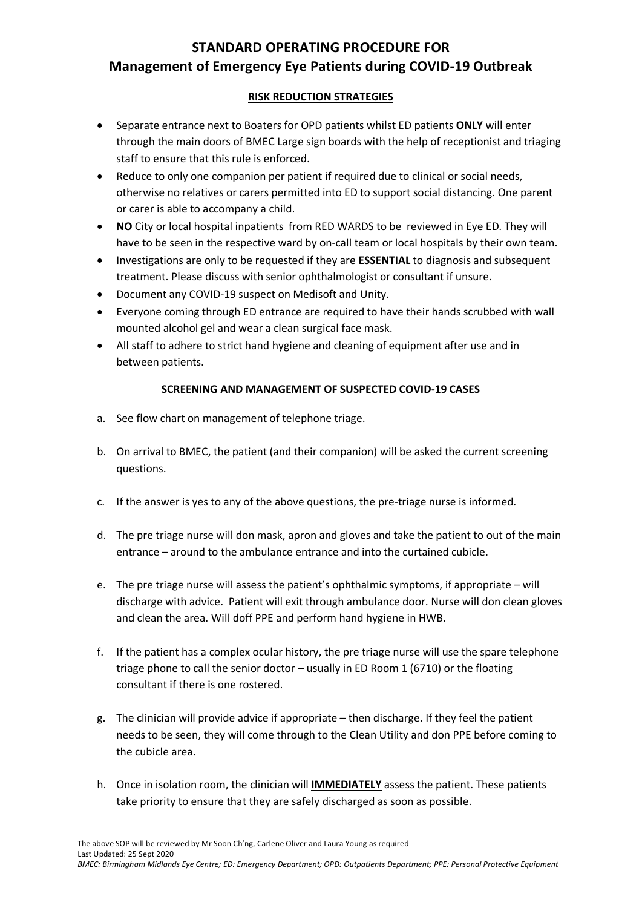# STANDARD OPERATING PROCEDURE FOR
# Management of Emergency Eye Patients during COVID-19 Outbreak

## RISK REDUCTION STRATEGIES

- Separate entrance next to Boaters for OPD patients whilst ED patients **ONLY** will enter through the main doors of BMEC Large sign boards with the help of receptionist and triaging staff to ensure that this rule is enforced.
- Reduce to only one companion per patient if required due to clinical or social needs, otherwise no relatives or carers permitted into ED to support social distancing. One parent or carer is able to accompany a child.
- **NO** City or local hospital inpatients from RED WARDS to be reviewed in Eye ED. They will have to be seen in the respective ward by on-call team or local hospitals by their own team.
- Investigations are only to be requested if they are **ESSENTIAL** to diagnosis and subsequent treatment. Please discuss with senior ophthalmologist or consultant if unsure.
- Document any COVID-19 suspect on Medisoft and Unity.
- Everyone coming through ED entrance are required to have their hands scrubbed with wall mounted alcohol gel and wear a clean surgical face mask.
- All staff to adhere to strict hand hygiene and cleaning of equipment after use and in between patients.

## SCREENING AND MANAGEMENT OF SUSPECTED COVID-19 CASES

a. See flow chart on management of telephone triage.

b. On arrival to BMEC, the patient (and their companion) will be asked the current screening questions.

c. If the answer is yes to any of the above questions, the pre-triage nurse is informed.

d. The pre triage nurse will don mask, apron and gloves and take the patient to out of the main entrance – around to the ambulance entrance and into the curtained cubicle.

e. The pre triage nurse will assess the patient's ophthalmic symptoms, if appropriate – will discharge with advice. Patient will exit through ambulance door. Nurse will don clean gloves and clean the area. Will doff PPE and perform hand hygiene in HWB.

f. If the patient has a complex ocular history, the pre triage nurse will use the spare telephone triage phone to call the senior doctor – usually in ED Room 1 (6710) or the floating consultant if there is one rostered.

g. The clinician will provide advice if appropriate – then discharge. If they feel the patient needs to be seen, they will come through to the Clean Utility and don PPE before coming to the cubicle area.

h. Once in isolation room, the clinician will **IMMEDIATELY** assess the patient. These patients take priority to ensure that they are safely discharged as soon as possible.

The above SOP will be reviewed by Mr Soon Ch'ng, Carlene Oliver and Laura Young as required
Last Updated: 25 Sept 2020
*BMEC: Birmingham Midlands Eye Centre; ED: Emergency Department; OPD: Outpatients Department; PPE: Personal Protective Equipment*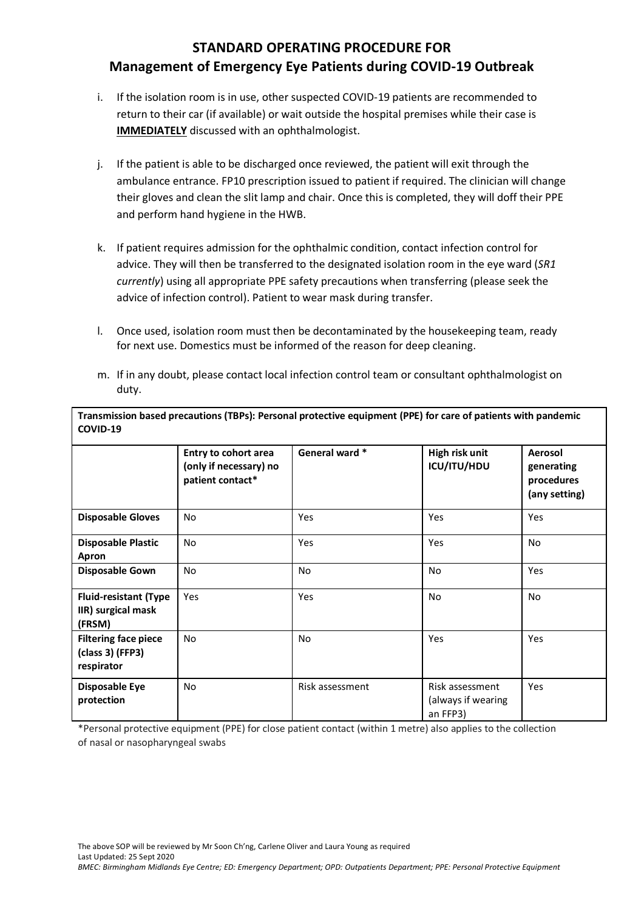# STANDARD OPERATING PROCEDURE FOR
## Management of Emergency Eye Patients during COVID-19 Outbreak

i. If the isolation room is in use, other suspected COVID-19 patients are recommended to return to their car (if available) or wait outside the hospital premises while their case is **IMMEDIATELY** discussed with an ophthalmologist.

j. If the patient is able to be discharged once reviewed, the patient will exit through the ambulance entrance. FP10 prescription issued to patient if required. The clinician will change their gloves and clean the slit lamp and chair. Once this is completed, they will doff their PPE and perform hand hygiene in the HWB.

k. If patient requires admission for the ophthalmic condition, contact infection control for advice. They will then be transferred to the designated isolation room in the eye ward (*SR1 currently*) using all appropriate PPE safety precautions when transferring (please seek the advice of infection control). Patient to wear mask during transfer.

l. Once used, isolation room must then be decontaminated by the housekeeping team, ready for next use. Domestics must be informed of the reason for deep cleaning.

m. If in any doubt, please contact local infection control team or consultant ophthalmologist on duty.

**Transmission based precautions (TBPs): Personal protective equipment (PPE) for care of patients with pandemic COVID-19**

| | **Entry to cohort area (only if necessary) no patient contact*** | **General ward *** | **High risk unit ICU/ITU/HDU** | **Aerosol generating procedures (any setting)** |
|---|---|---|---|---|
| **Disposable Gloves** | No | Yes | Yes | Yes |
| **Disposable Plastic Apron** | No | Yes | Yes | No |
| **Disposable Gown** | No | No | No | Yes |
| **Fluid-resistant (Type IIR) surgical mask (FRSM)** | Yes | Yes | No | No |
| **Filtering face piece (class 3) (FFP3) respirator** | No | No | Yes | Yes |
| **Disposable Eye protection** | No | Risk assessment | Risk assessment (always if wearing an FFP3) | Yes |

*Personal protective equipment (PPE) for close patient contact (within 1 metre) also applies to the collection of nasal or nasopharyngeal swabs

The above SOP will be reviewed by Mr Soon Ch'ng, Carlene Oliver and Laura Young as required
Last Updated: 25 Sept 2020
*BMEC: Birmingham Midlands Eye Centre; ED: Emergency Department; OPD: Outpatients Department; PPE: Personal Protective Equipment*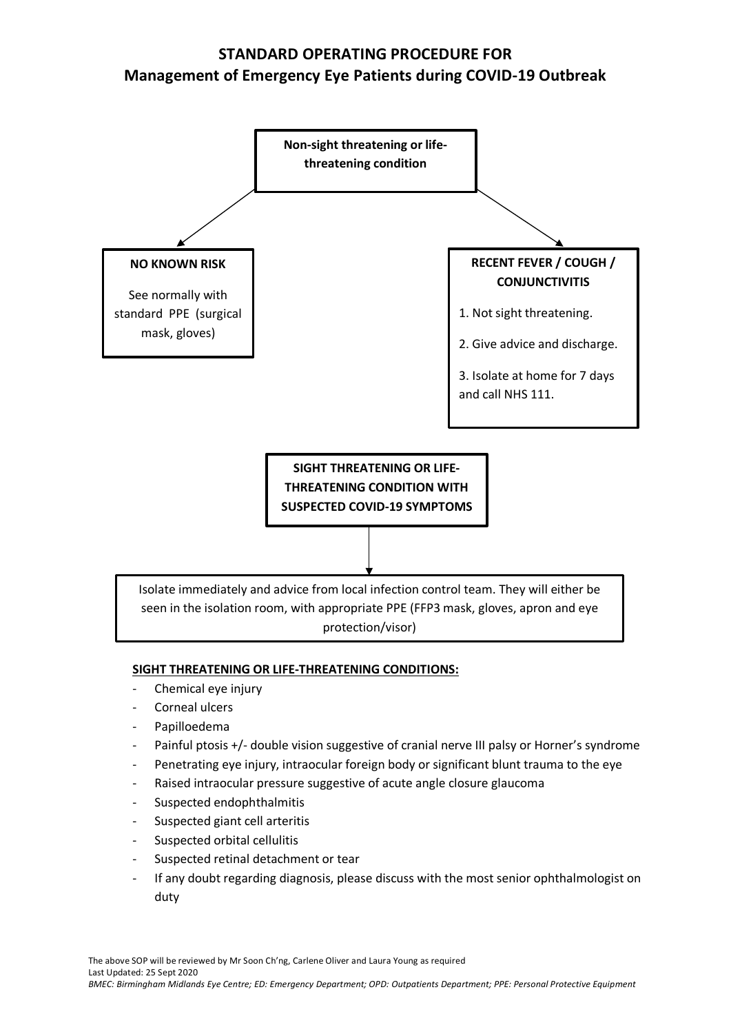# STANDARD OPERATING PROCEDURE FOR
# Management of Emergency Eye Patients during COVID-19 Outbreak

**Non-sight threatening or life-threatening condition**

**NO KNOWN RISK**

See normally with standard PPE (surgical mask, gloves)

**RECENT FEVER / COUGH / CONJUNCTIVITIS**

1. Not sight threatening.
2. Give advice and discharge.
3. Isolate at home for 7 days and call NHS 111.

**SIGHT THREATENING OR LIFE-THREATENING CONDITION WITH SUSPECTED COVID-19 SYMPTOMS**

Isolate immediately and advice from local infection control team. They will either be seen in the isolation room, with appropriate PPE (FFP3 mask, gloves, apron and eye protection/visor)

**SIGHT THREATENING OR LIFE-THREATENING CONDITIONS:**

- Chemical eye injury
- Corneal ulcers
- Papilloedema
- Painful ptosis +/- double vision suggestive of cranial nerve III palsy or Horner's syndrome
- Penetrating eye injury, intraocular foreign body or significant blunt trauma to the eye
- Raised intraocular pressure suggestive of acute angle closure glaucoma
- Suspected endophthalmitis
- Suspected giant cell arteritis
- Suspected orbital cellulitis
- Suspected retinal detachment or tear
- If any doubt regarding diagnosis, please discuss with the most senior ophthalmologist on duty

The above SOP will be reviewed by Mr Soon Ch'ng, Carlene Oliver and Laura Young as required
Last Updated: 25 Sept 2020
*BMEC: Birmingham Midlands Eye Centre; ED: Emergency Department; OPD: Outpatients Department; PPE: Personal Protective Equipment*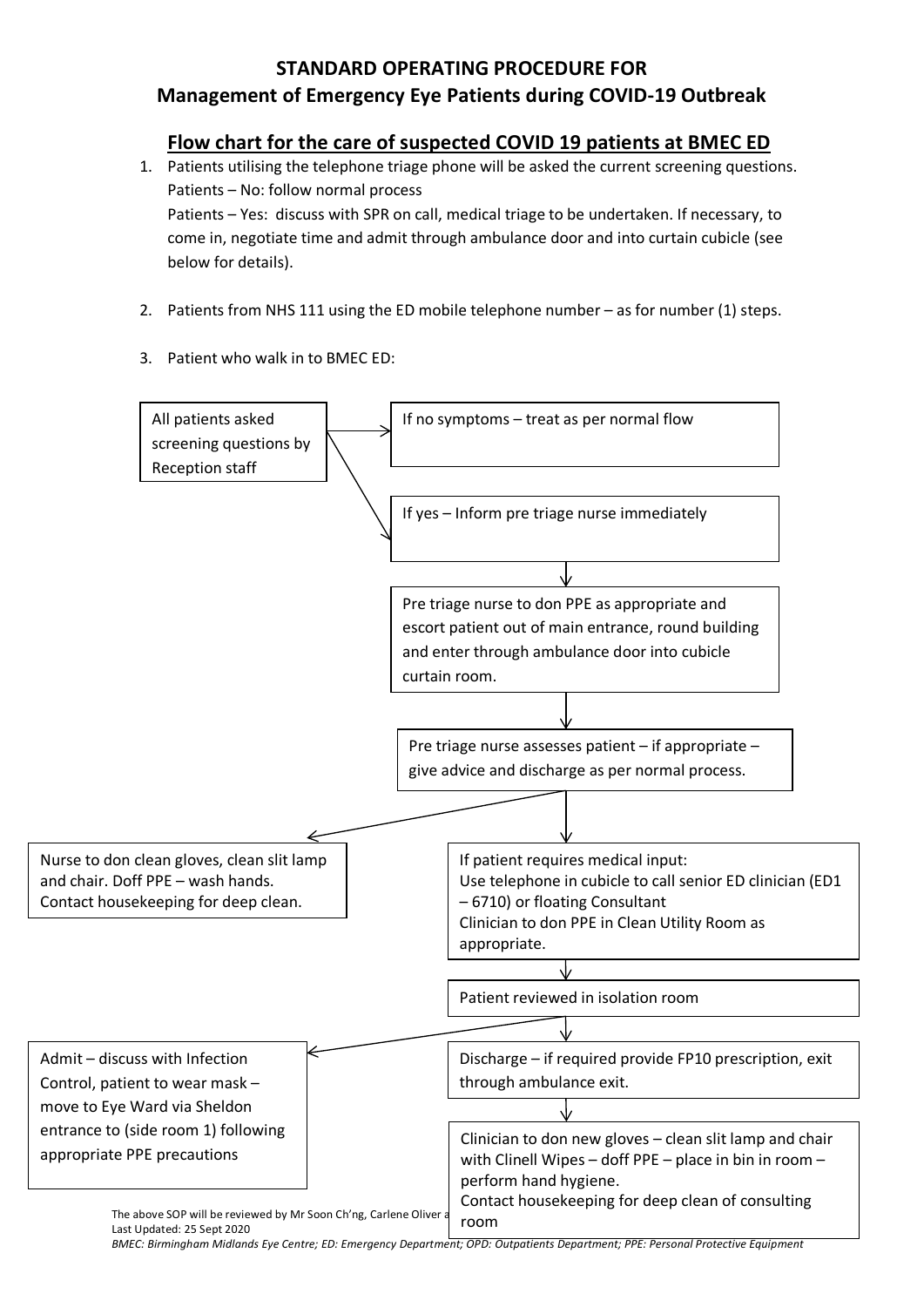# STANDARD OPERATING PROCEDURE FOR
## Management of Emergency Eye Patients during COVID-19 Outbreak

### Flow chart for the care of suspected COVID 19 patients at BMEC ED

1. Patients utilising the telephone triage phone will be asked the current screening questions.
   Patients – No: follow normal process
   Patients – Yes: discuss with SPR on call, medical triage to be undertaken. If necessary, to come in, negotiate time and admit through ambulance door and into curtain cubicle (see below for details).

2. Patients from NHS 111 using the ED mobile telephone number – as for number (1) steps.

3. Patient who walk in to BMEC ED:

All patients asked screening questions by Reception staff

→ If no symptoms – treat as per normal flow

→ If yes – Inform pre triage nurse immediately

↓

Pre triage nurse to don PPE as appropriate and escort patient out of main entrance, round building and enter through ambulance door into cubicle curtain room.

↓

Pre triage nurse assesses patient – if appropriate – give advice and discharge as per normal process.

→ Nurse to don clean gloves, clean slit lamp and chair. Doff PPE – wash hands. Contact housekeeping for deep clean.

↓

If patient requires medical input:
Use telephone in cubicle to call senior ED clinician (ED1 – 6710) or floating Consultant
Clinician to don PPE in Clean Utility Room as appropriate.

↓

Patient reviewed in isolation room

→ Admit – discuss with Infection Control, patient to wear mask – move to Eye Ward via Sheldon entrance to (side room 1) following appropriate PPE precautions

↓

Discharge – if required provide FP10 prescription, exit through ambulance exit.

↓

Clinician to don new gloves – clean slit lamp and chair with Clinell Wipes – doff PPE – place in bin in room – perform hand hygiene.
Contact housekeeping for deep clean of consulting room

The above SOP will be reviewed by Mr Soon Ch'ng, Carlene Oliver a
Last Updated: 25 Sept 2020

*BMEC: Birmingham Midlands Eye Centre; ED: Emergency Department; OPD: Outpatients Department; PPE: Personal Protective Equipment*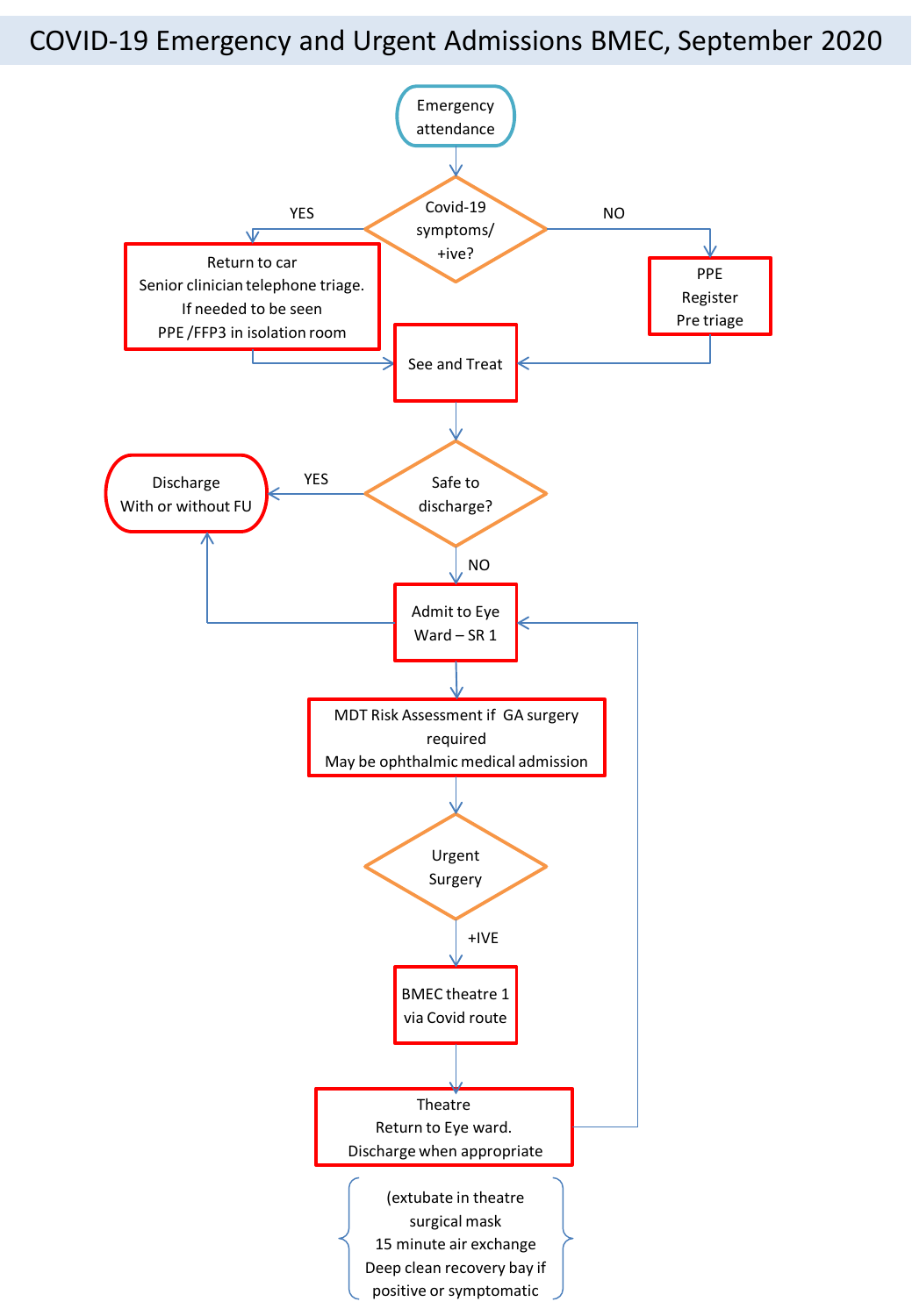# COVID-19 Emergency and Urgent Admissions BMEC, September 2020

Emergency attendance

Covid-19 symptoms/ +ive?

YES

Return to car
Senior clinician telephone triage.
If needed to be seen
PPE /FFP3 in isolation room

NO

PPE
Register
Pre triage

See and Treat

Safe to discharge?

YES

Discharge
With or without FU

NO

Admit to Eye Ward – SR 1

MDT Risk Assessment if GA surgery required
May be ophthalmic medical admission

Urgent Surgery

+IVE

BMEC theatre 1 via Covid route

Theatre
Return to Eye ward.
Discharge when appropriate

(extubate in theatre
surgical mask
15 minute air exchange
Deep clean recovery bay if positive or symptomatic